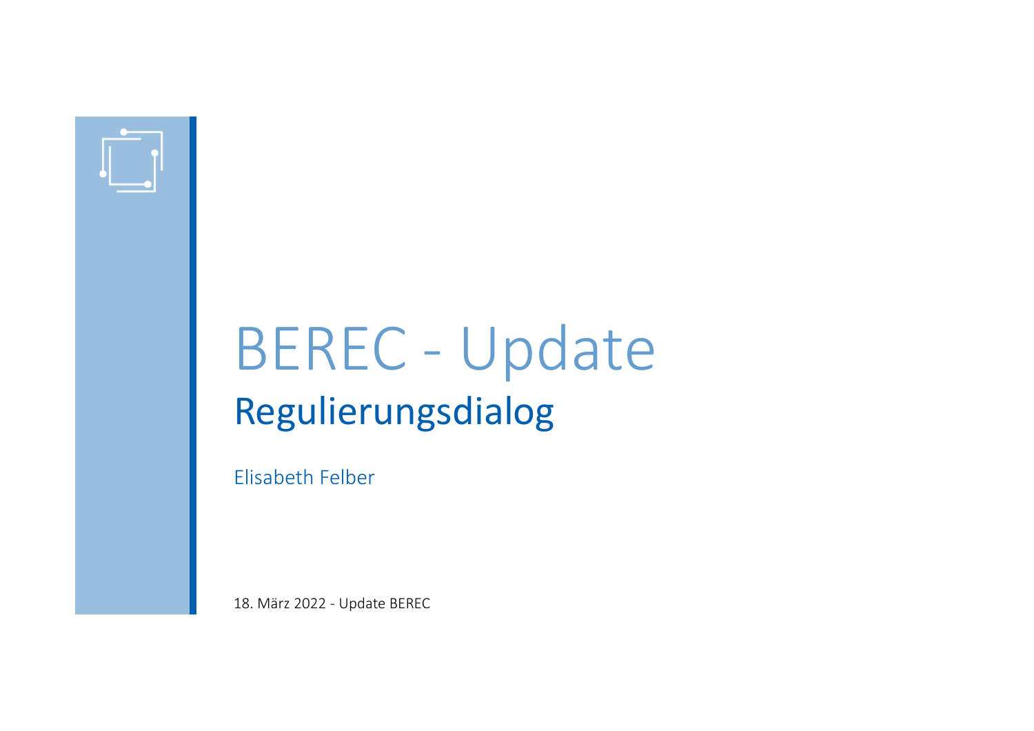# BEREC - Update

## Regulierungsdialog

Elisabeth Felber

18. März 2022 - Update BEREC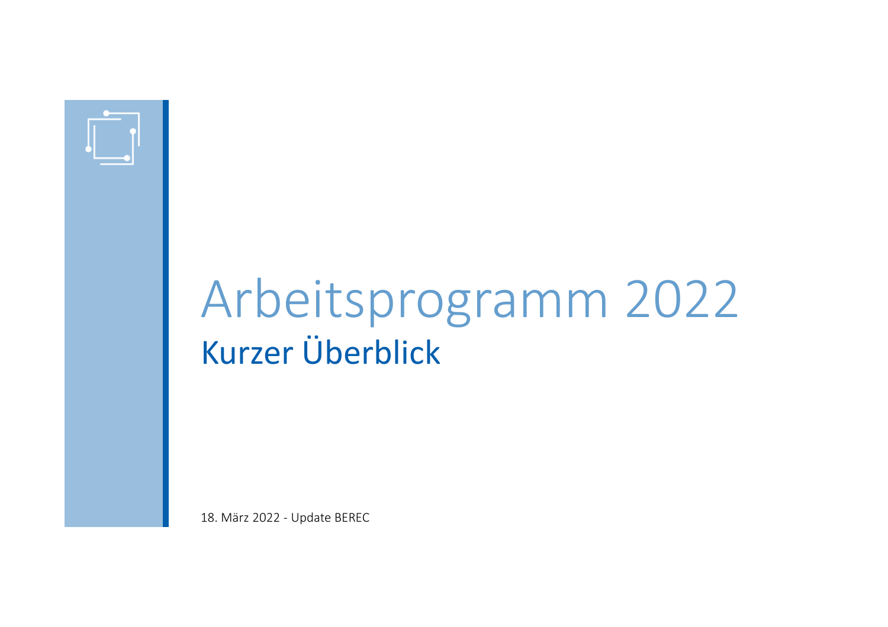# Arbeitsprogramm 2022

## Kurzer Überblick

18. März 2022 - Update BEREC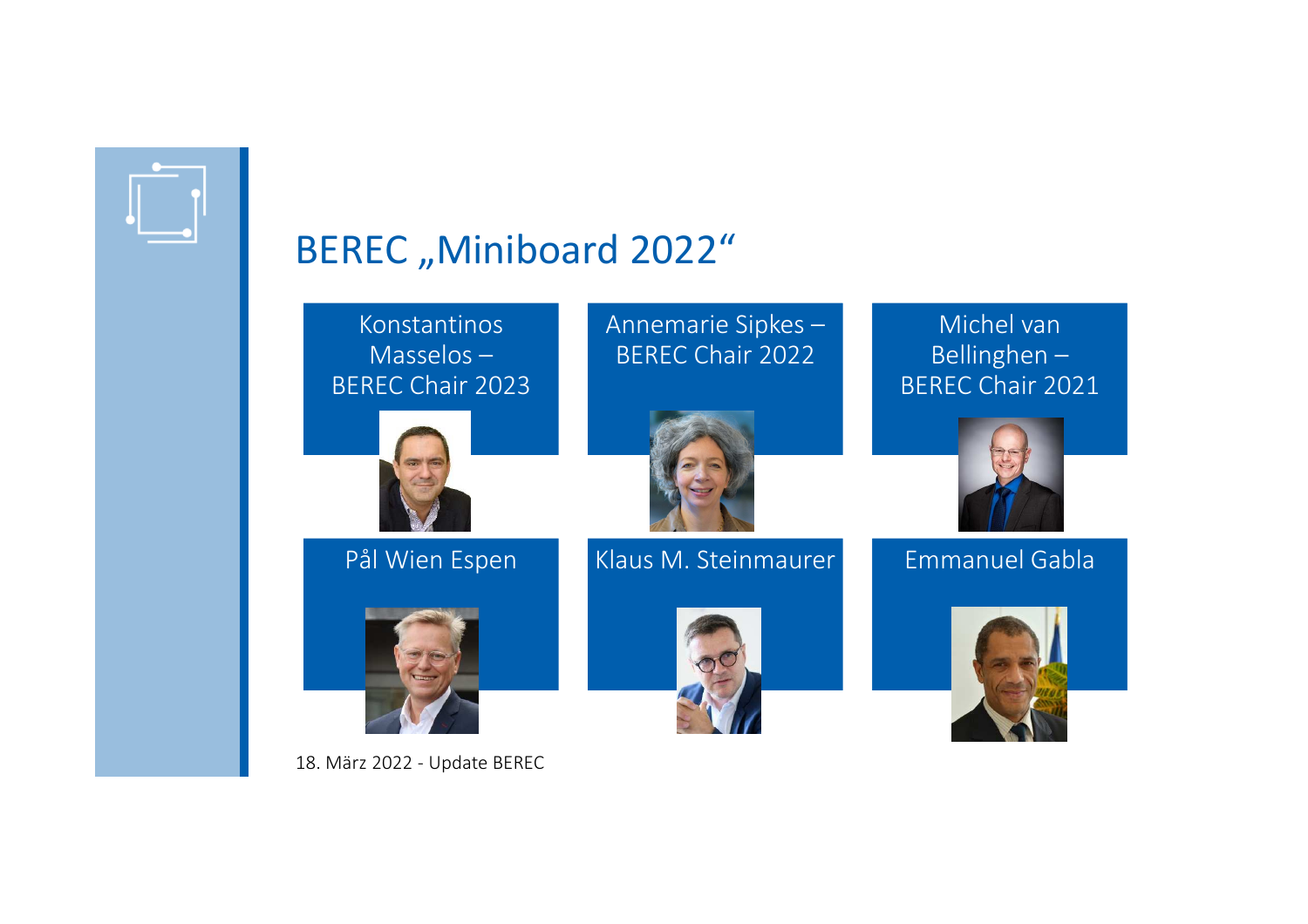# BEREC „Miniboard 2022“

Konstantinos Masselos – BEREC Chair 2023

Annemarie Sipkes – BEREC Chair 2022

Michel van Bellinghen – BEREC Chair 2021

Pål Wien Espen

Klaus M. Steinmaurer

Emmanuel Gabla

18. März 2022 - Update BEREC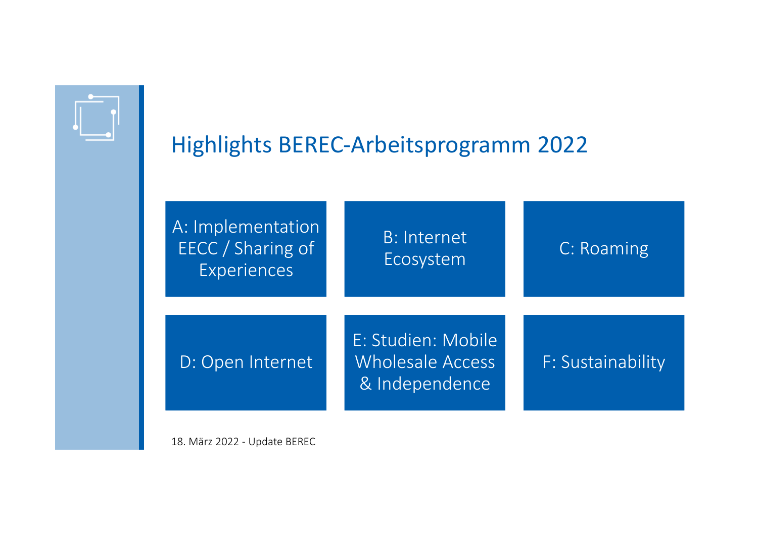# Highlights BEREC-Arbeitsprogramm 2022

- A: Implementation EECC / Sharing of Experiences
- B: Internet Ecosystem
- C: Roaming
- D: Open Internet
- E: Studien: Mobile Wholesale Access & Independence
- F: Sustainability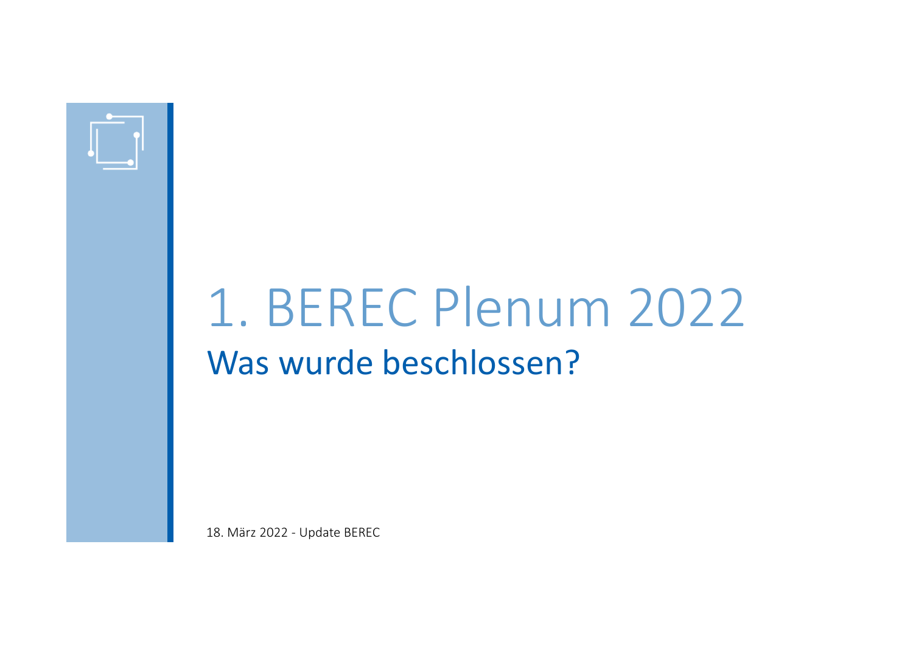# 1. BEREC Plenum 2022

## Was wurde beschlossen?

18. März 2022 - Update BEREC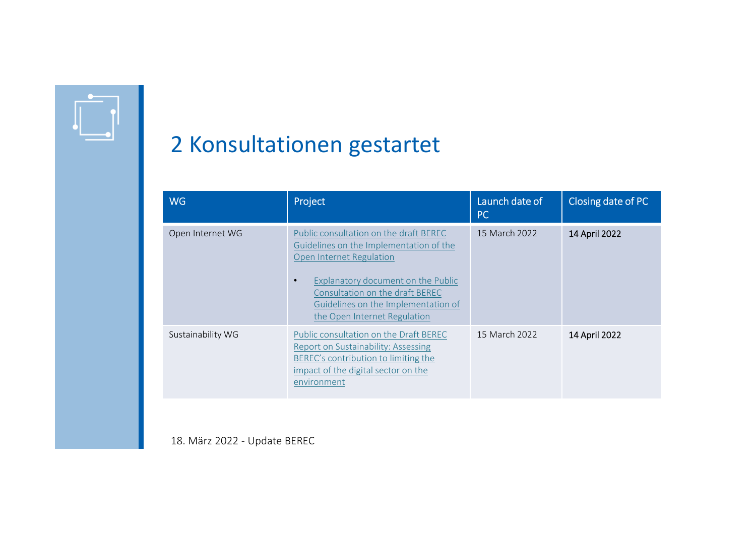# 2 Konsultationen gestartet

| WG | Project | Launch date of PC | Closing date of PC |
|---|---|---|---|
| Open Internet WG | Public consultation on the draft BEREC Guidelines on the Implementation of the Open Internet Regulation<br><br>• Explanatory document on the Public Consultation on the draft BEREC Guidelines on the Implementation of the Open Internet Regulation | 15 March 2022 | 14 April 2022 |
| Sustainability WG | Public consultation on the Draft BEREC Report on Sustainability: Assessing BEREC's contribution to limiting the impact of the digital sector on the environment | 15 March 2022 | 14 April 2022 |

18. März 2022 - Update BEREC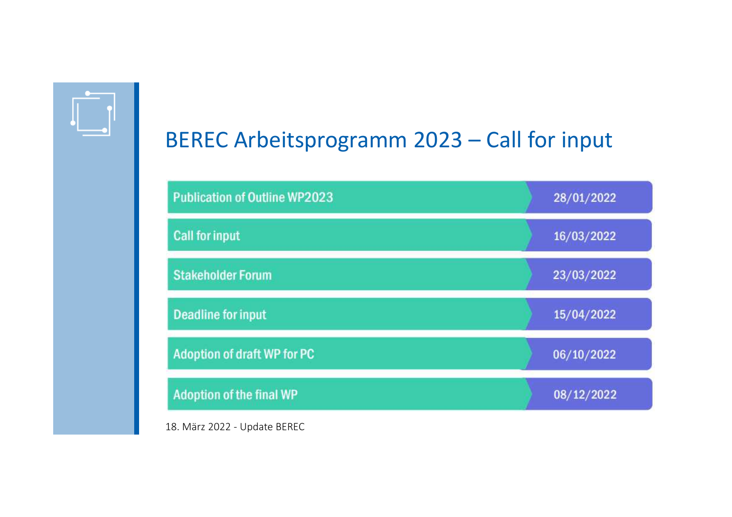# BEREC Arbeitsprogramm 2023 – Call for input

| | |
|---|---|
| Publication of Outline WP2023 | 28/01/2022 |
| Call for input | 16/03/2022 |
| Stakeholder Forum | 23/03/2022 |
| Deadline for input | 15/04/2022 |
| Adoption of draft WP for PC | 06/10/2022 |
| Adoption of the final WP | 08/12/2022 |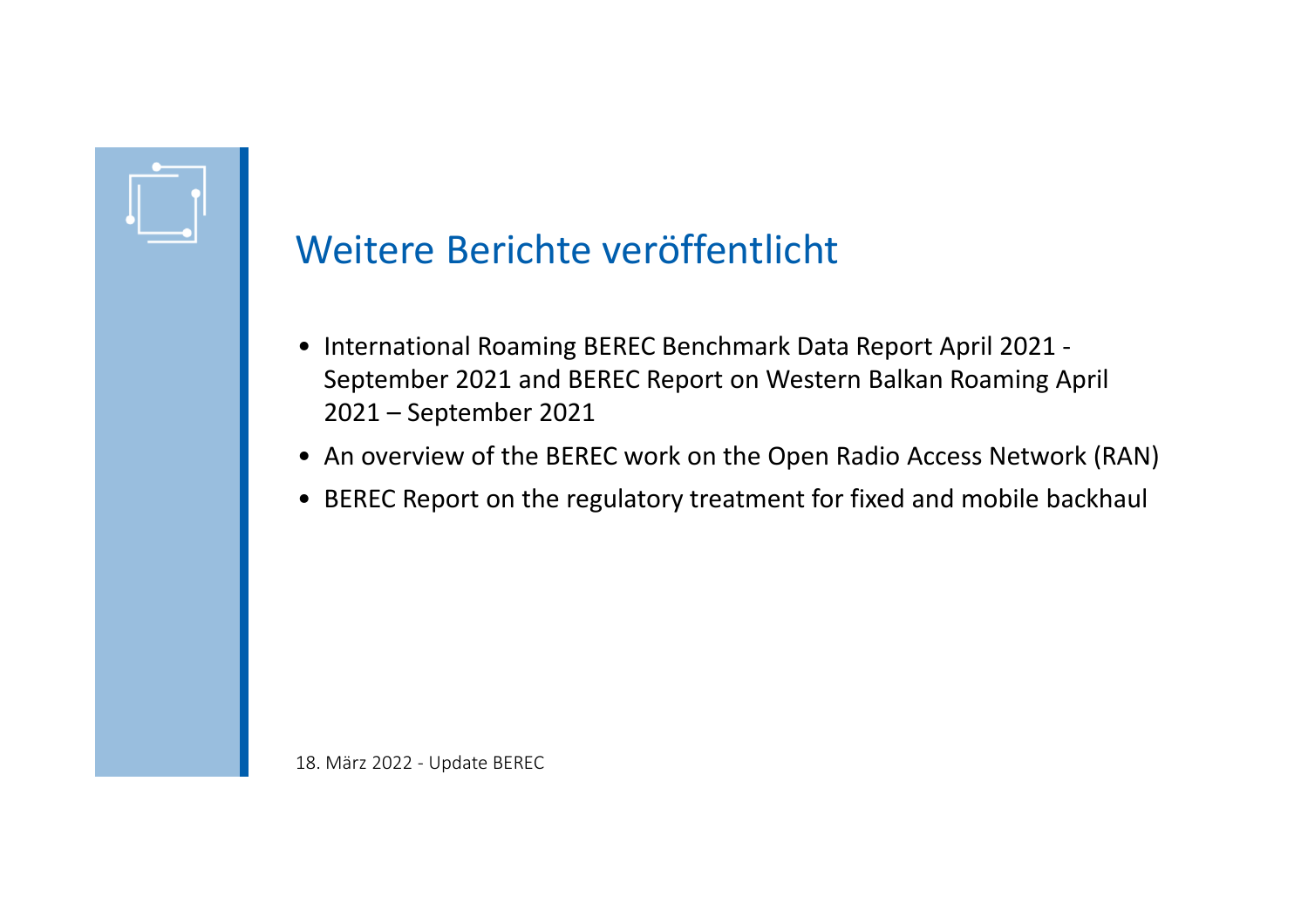# Weitere Berichte veröffentlicht

- International Roaming BEREC Benchmark Data Report April 2021 - September 2021 and BEREC Report on Western Balkan Roaming April 2021 – September 2021
- An overview of the BEREC work on the Open Radio Access Network (RAN)
- BEREC Report on the regulatory treatment for fixed and mobile backhaul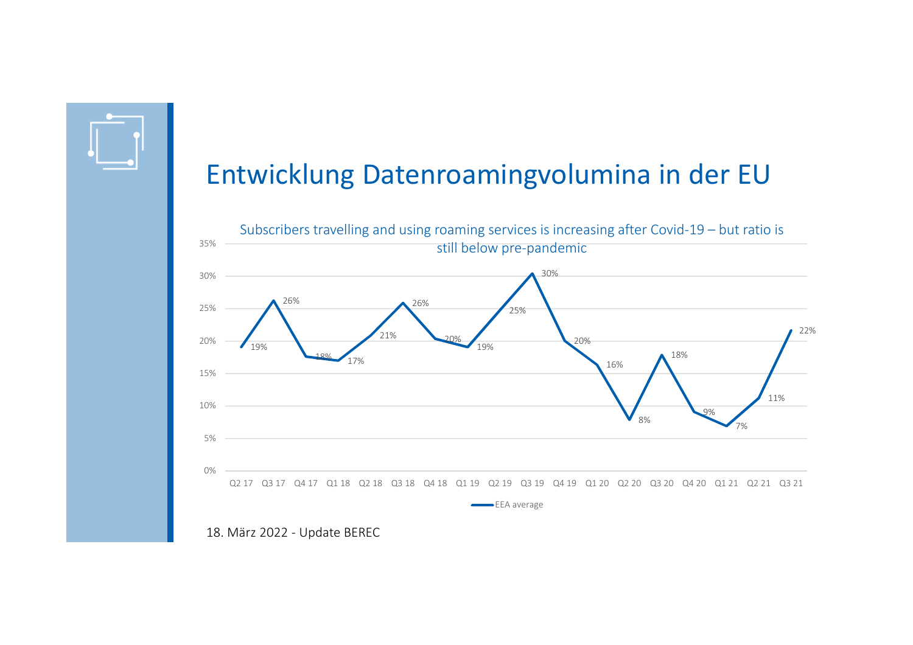# Entwicklung Datenroamingvolumina in der EU

Subscribers travelling and using roaming services is increasing after Covid-19 – but ratio is still below pre-pandemic

| Quarter | EEA average |
|---|---|
| Q2 17 | 19% |
| Q3 17 | 26% |
| Q4 17 | 18% |
| Q1 18 | 17% |
| Q2 18 | 21% |
| Q3 18 | 26% |
| Q4 18 | 20% |
| Q1 19 | 19% |
| Q2 19 | 25% |
| Q3 19 | 30% |
| Q4 19 | 20% |
| Q1 20 | 16% |
| Q2 20 | 8% |
| Q3 20 | 18% |
| Q4 20 | 9% |
| Q1 21 | 7% |
| Q2 21 | 11% |
| Q3 21 | 22% |

18. März 2022 - Update BEREC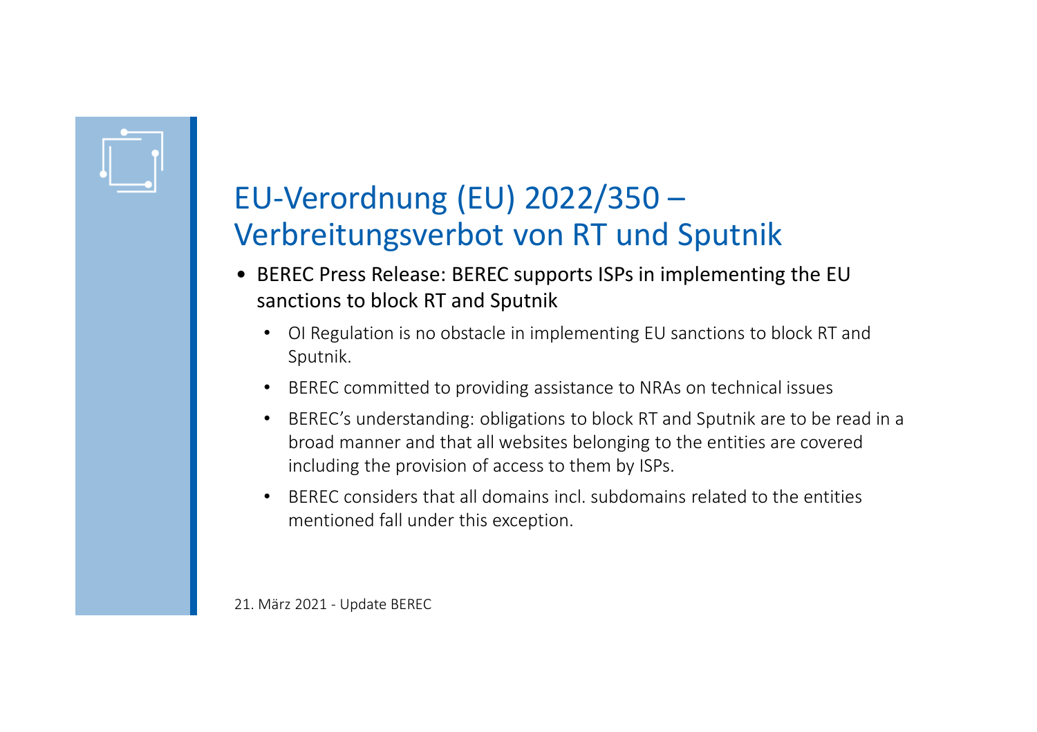# EU-Verordnung (EU) 2022/350 – Verbreitungsverbot von RT und Sputnik

- BEREC Press Release: BEREC supports ISPs in implementing the EU sanctions to block RT and Sputnik
  - OI Regulation is no obstacle in implementing EU sanctions to block RT and Sputnik.
  - BEREC committed to providing assistance to NRAs on technical issues
  - BEREC's understanding: obligations to block RT and Sputnik are to be read in a broad manner and that all websites belonging to the entities are covered including the provision of access to them by ISPs.
  - BEREC considers that all domains incl. subdomains related to the entities mentioned fall under this exception.

21. März 2021 - Update BEREC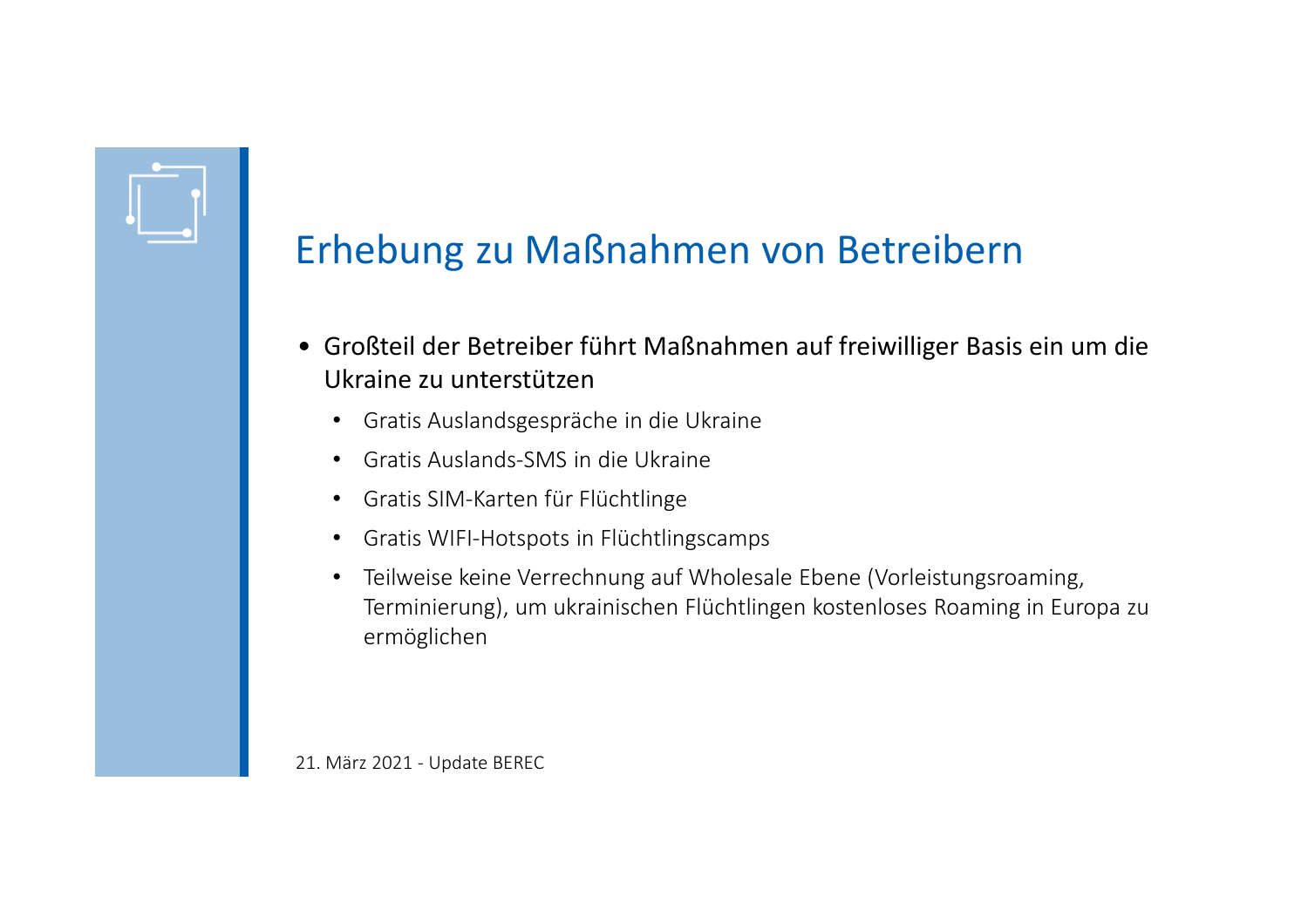# Erhebung zu Maßnahmen von Betreibern

- Großteil der Betreiber führt Maßnahmen auf freiwilliger Basis ein um die Ukraine zu unterstützen
  - Gratis Auslandsgespräche in die Ukraine
  - Gratis Auslands-SMS in die Ukraine
  - Gratis SIM-Karten für Flüchtlinge
  - Gratis WIFI-Hotspots in Flüchtlingscamps
  - Teilweise keine Verrechnung auf Wholesale Ebene (Vorleistungsroaming, Terminierung), um ukrainischen Flüchtlingen kostenloses Roaming in Europa zu ermöglichen

21. März 2021 - Update BEREC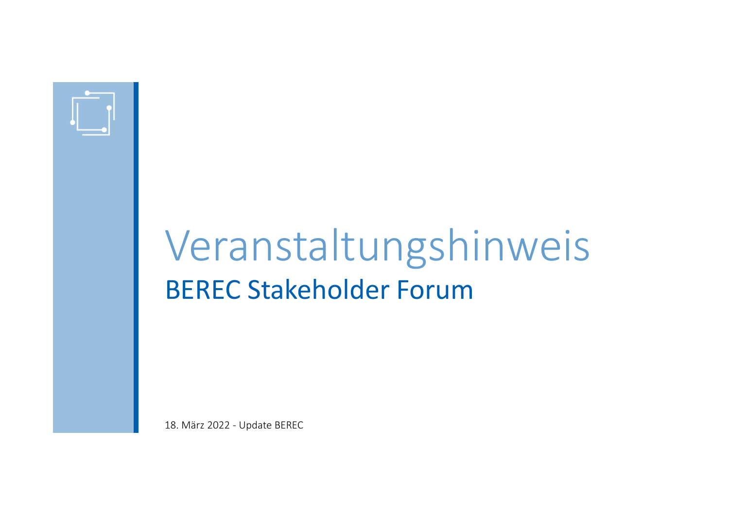# Veranstaltungshinweis

## BEREC Stakeholder Forum

18. März 2022 - Update BEREC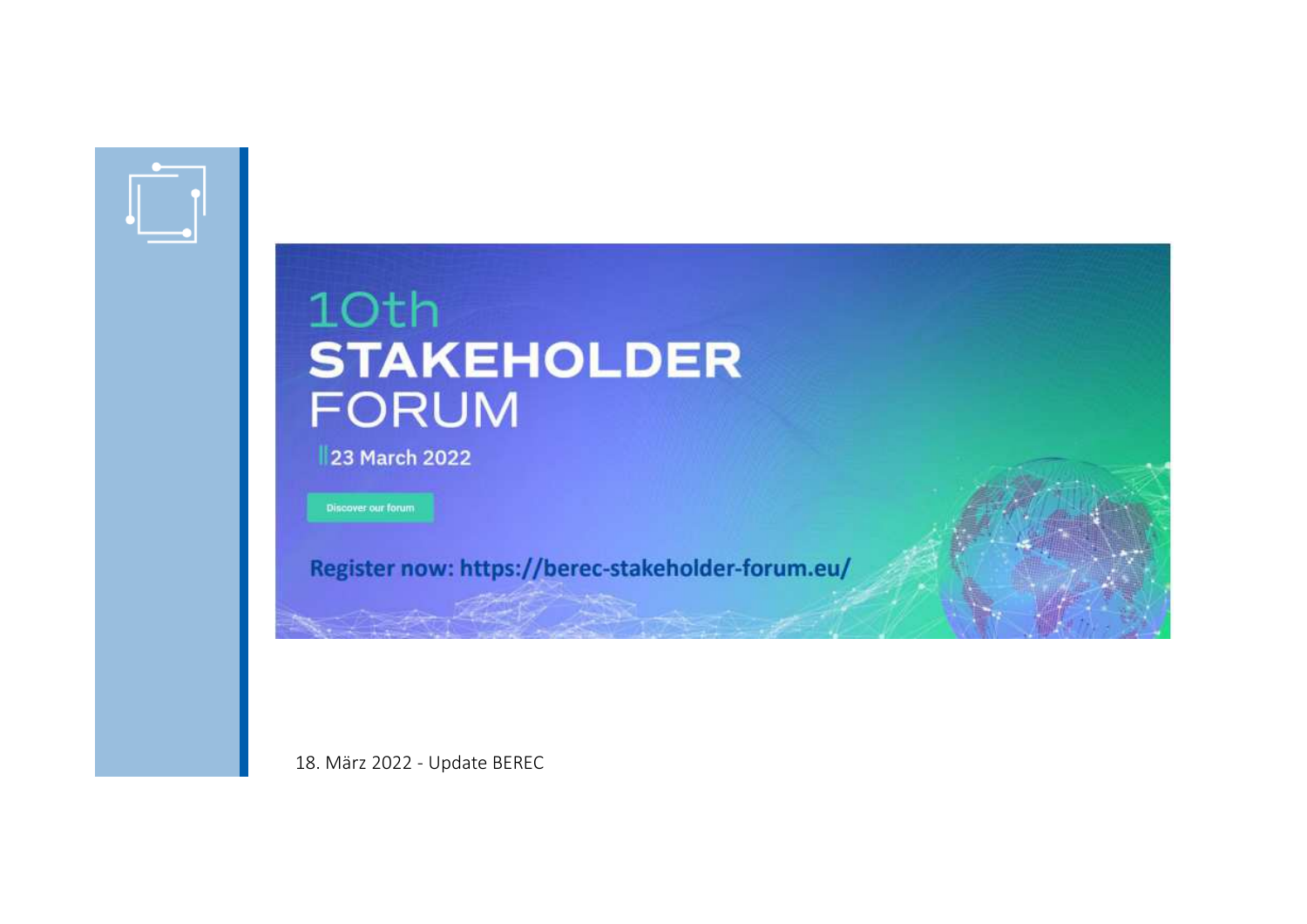10th
**STAKEHOLDER**
FORUM

23 March 2022

Discover our forum

**Register now: https://berec-stakeholder-forum.eu/**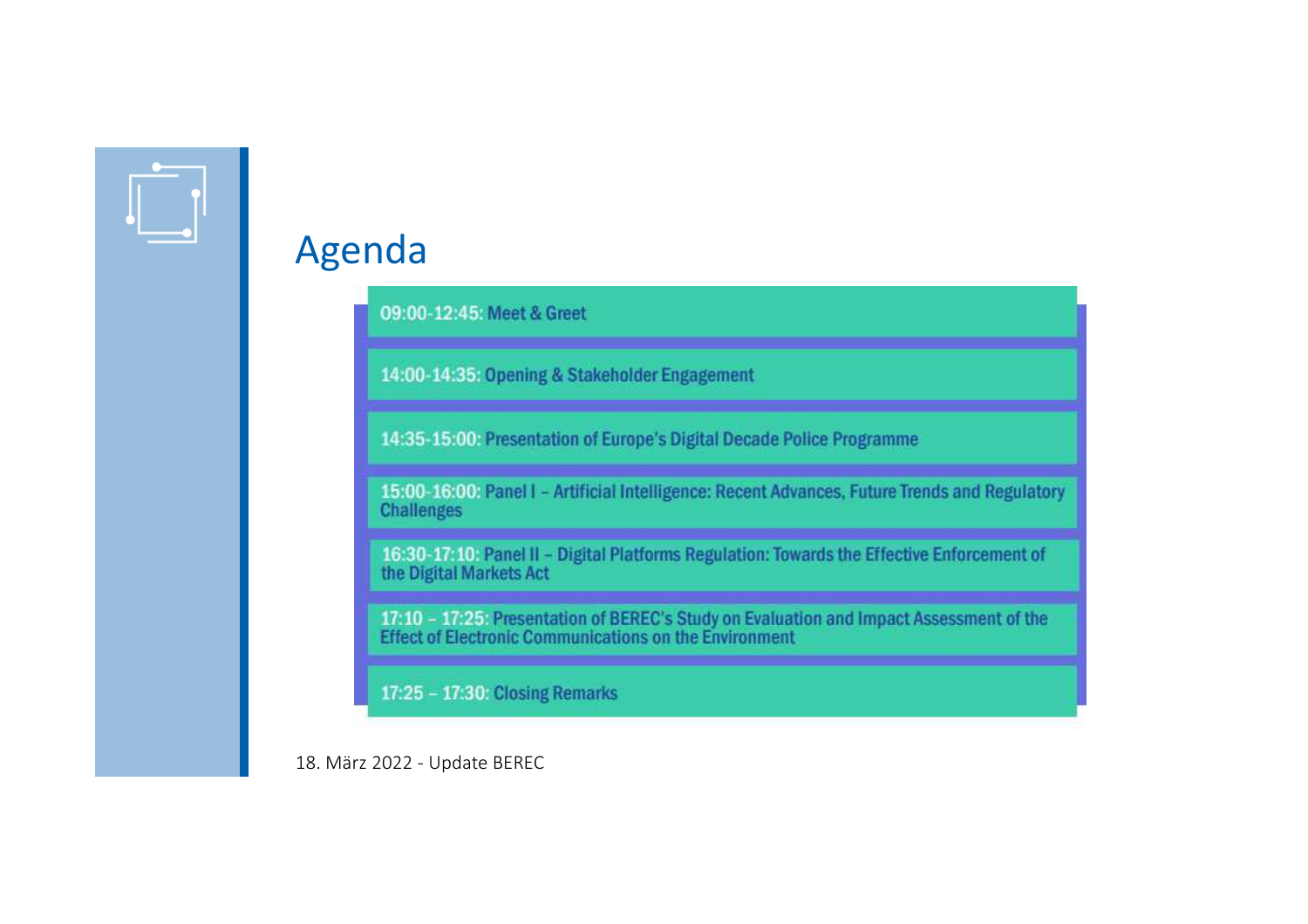# Agenda

- **09:00-12:45:** Meet & Greet
- **14:00-14:35:** Opening & Stakeholder Engagement
- **14:35-15:00:** Presentation of Europe's Digital Decade Police Programme
- **15:00-16:00:** Panel I – Artificial Intelligence: Recent Advances, Future Trends and Regulatory Challenges
- **16:30-17:10:** Panel II – Digital Platforms Regulation: Towards the Effective Enforcement of the Digital Markets Act
- **17:10 – 17:25:** Presentation of BEREC's Study on Evaluation and Impact Assessment of the Effect of Electronic Communications on the Environment
- **17:25 – 17:30:** Closing Remarks

18. März 2022 - Update BEREC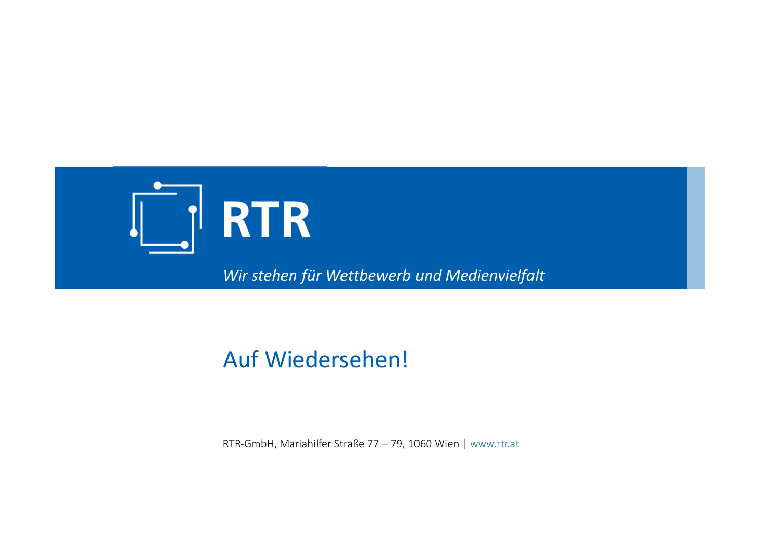RTR

*Wir stehen für Wettbewerb und Medienvielfalt*

# Auf Wiedersehen!

RTR-GmbH, Mariahilfer Straße 77 – 79, 1060 Wien | www.rtr.at